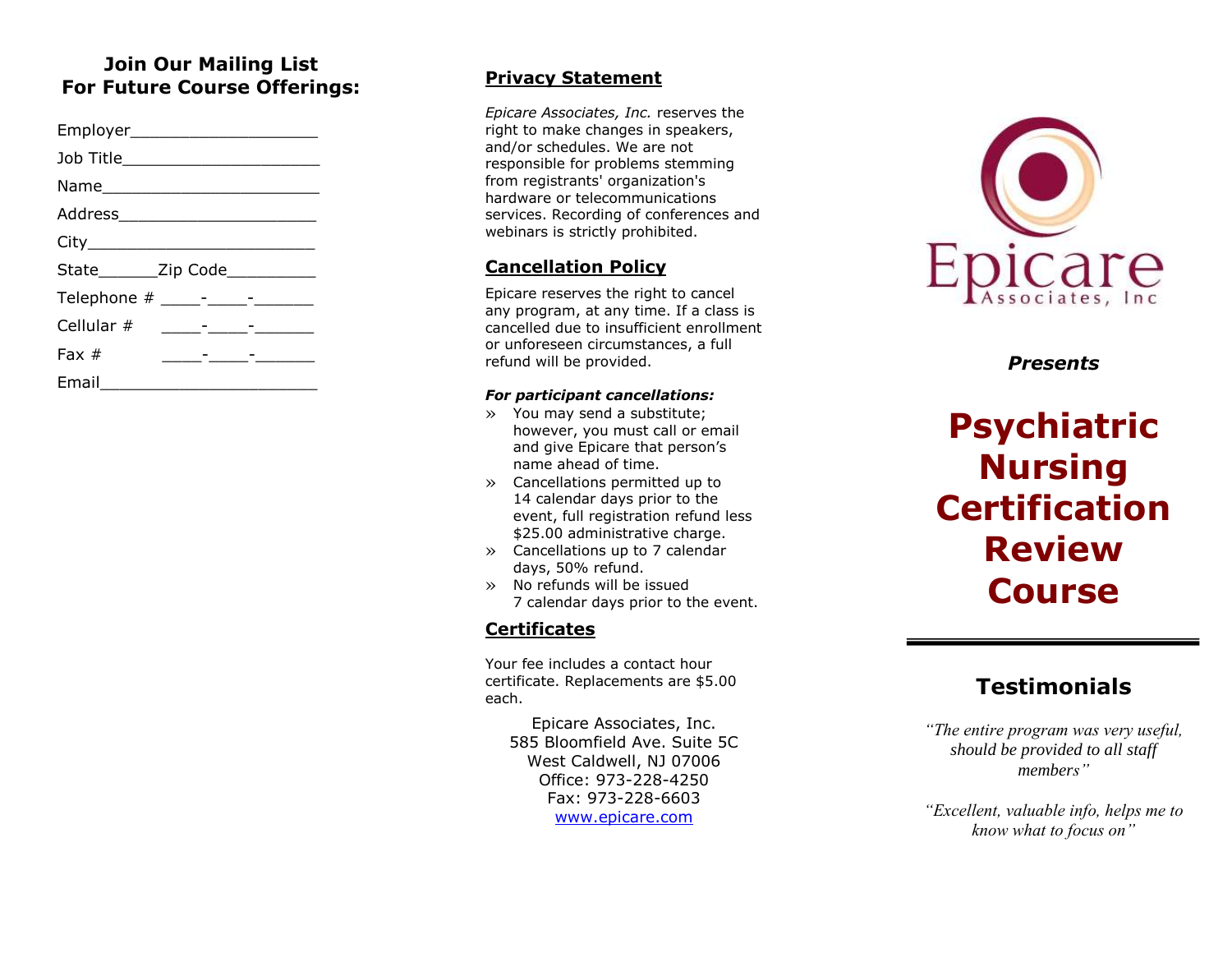## Join Our Mailing List For Future Course Offerings:

Employer___________________

Job Title____________________

Name______________________

Address____________________

City_______________________

State______Zip Code_________

Telephone # ____-____-______

Cellular # ____-____-______

Fax # ____-____-______

Email______________________

## Privacy Statement

*Epicare Associates, Inc.* reserves the right to make changes in speakers, and/or schedules. We are not responsible for problems stemming from registrants' organization's hardware or telecommunications services. Recording of conferences and webinars is strictly prohibited.

## Cancellation Policy

Epicare reserves the right to cancel any program, at any time. If a class is cancelled due to insufficient enrollment or unforeseen circumstances, a full refund will be provided.

***For participant cancellations:***

- You may send a substitute; however, you must call or email and give Epicare that person's name ahead of time.
- Cancellations permitted up to 14 calendar days prior to the event, full registration refund less $25.00 administrative charge.
- Cancellations up to 7 calendar days, 50% refund.
- No refunds will be issued 7 calendar days prior to the event.

## Certificates

Your fee includes a contact hour certificate. Replacements are $5.00 each.

Epicare Associates, Inc.
585 Bloomfield Ave. Suite 5C
West Caldwell, NJ 07006
Office: 973-228-4250
Fax: 973-228-6603
www.epicare.com

Epicare Associates, Inc

***Presents***

# Psychiatric Nursing Certification Review Course

## Testimonials

*"The entire program was very useful, should be provided to all staff members"*

*"Excellent, valuable info, helps me to know what to focus on"*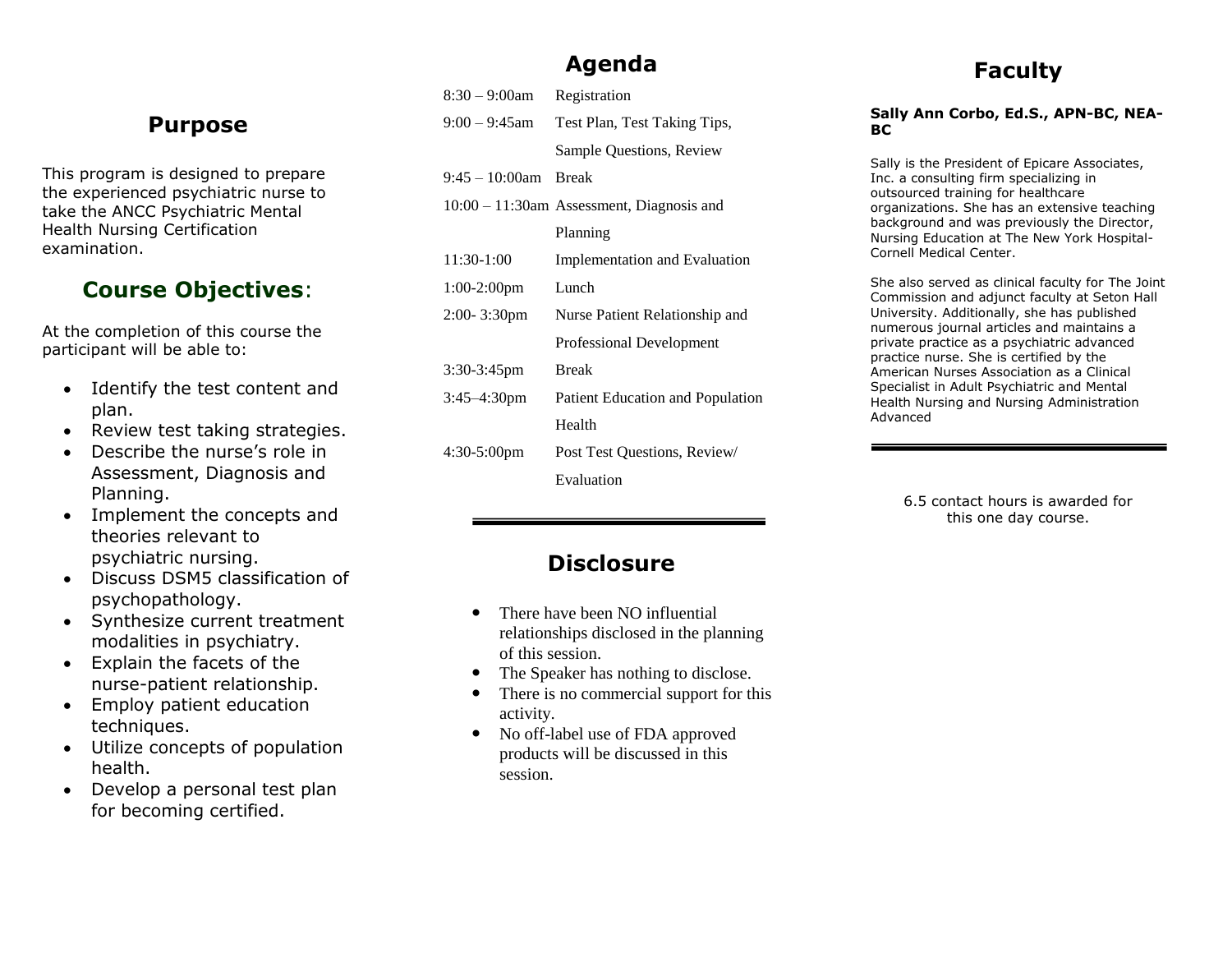## Purpose

This program is designed to prepare the experienced psychiatric nurse to take the ANCC Psychiatric Mental Health Nursing Certification examination.

## Course Objectives:

At the completion of this course the participant will be able to:

- Identify the test content and plan.
- Review test taking strategies.
- Describe the nurse's role in Assessment, Diagnosis and Planning.
- Implement the concepts and theories relevant to psychiatric nursing.
- Discuss DSM5 classification of psychopathology.
- Synthesize current treatment modalities in psychiatry.
- Explain the facets of the nurse-patient relationship.
- Employ patient education techniques.
- Utilize concepts of population health.
- Develop a personal test plan for becoming certified.

## Agenda

| | |
|---|---|
| 8:30 – 9:00am | Registration |
| 9:00 – 9:45am | Test Plan, Test Taking Tips, Sample Questions, Review |
| 9:45 – 10:00am | Break |
| 10:00 – 11:30am | Assessment, Diagnosis and Planning |
| 11:30-1:00 | Implementation and Evaluation |
| 1:00-2:00pm | Lunch |
| 2:00- 3:30pm | Nurse Patient Relationship and Professional Development |
| 3:30-3:45pm | Break |
| 3:45–4:30pm | Patient Education and Population Health |
| 4:30-5:00pm | Post Test Questions, Review/ Evaluation |

## Disclosure

- There have been NO influential relationships disclosed in the planning of this session.
- The Speaker has nothing to disclose.
- There is no commercial support for this activity.
- No off-label use of FDA approved products will be discussed in this session.

## Faculty

**Sally Ann Corbo, Ed.S., APN-BC, NEA-BC**

Sally is the President of Epicare Associates, Inc. a consulting firm specializing in outsourced training for healthcare organizations. She has an extensive teaching background and was previously the Director, Nursing Education at The New York Hospital-Cornell Medical Center.

She also served as clinical faculty for The Joint Commission and adjunct faculty at Seton Hall University. Additionally, she has published numerous journal articles and maintains a private practice as a psychiatric advanced practice nurse. She is certified by the American Nurses Association as a Clinical Specialist in Adult Psychiatric and Mental Health Nursing and Nursing Administration Advanced

6.5 contact hours is awarded for this one day course.